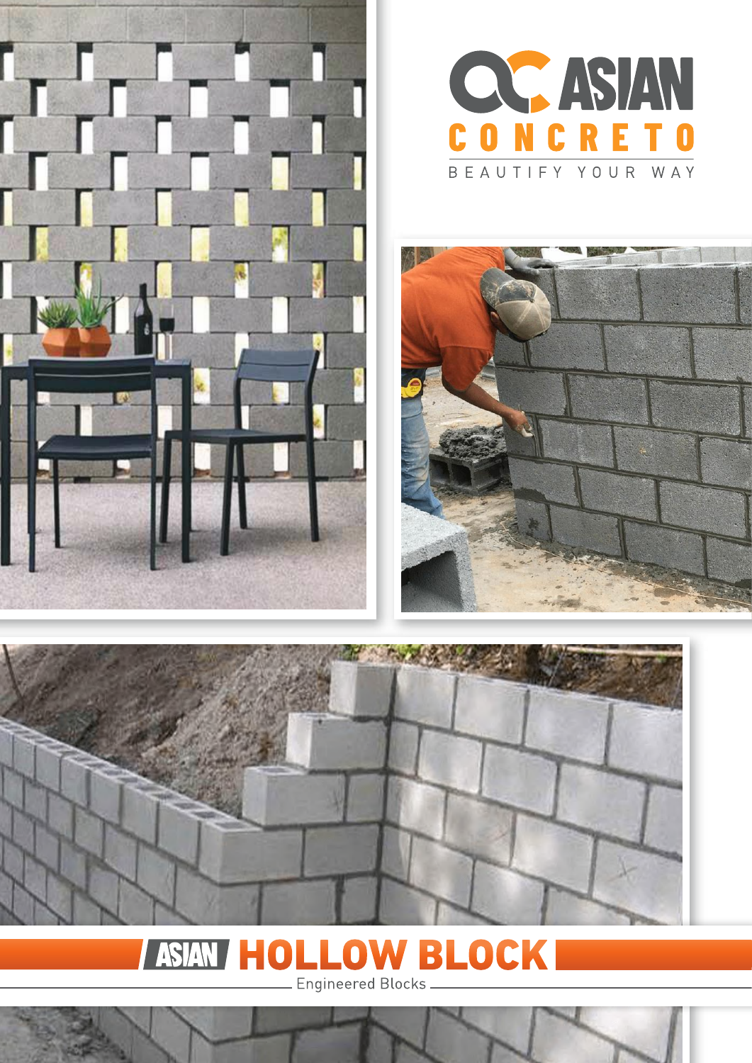ASIAN CONCRETO

BEAUTIFY YOUR WAY

# ASIAN HOLLOW BLOCK

Engineered Blocks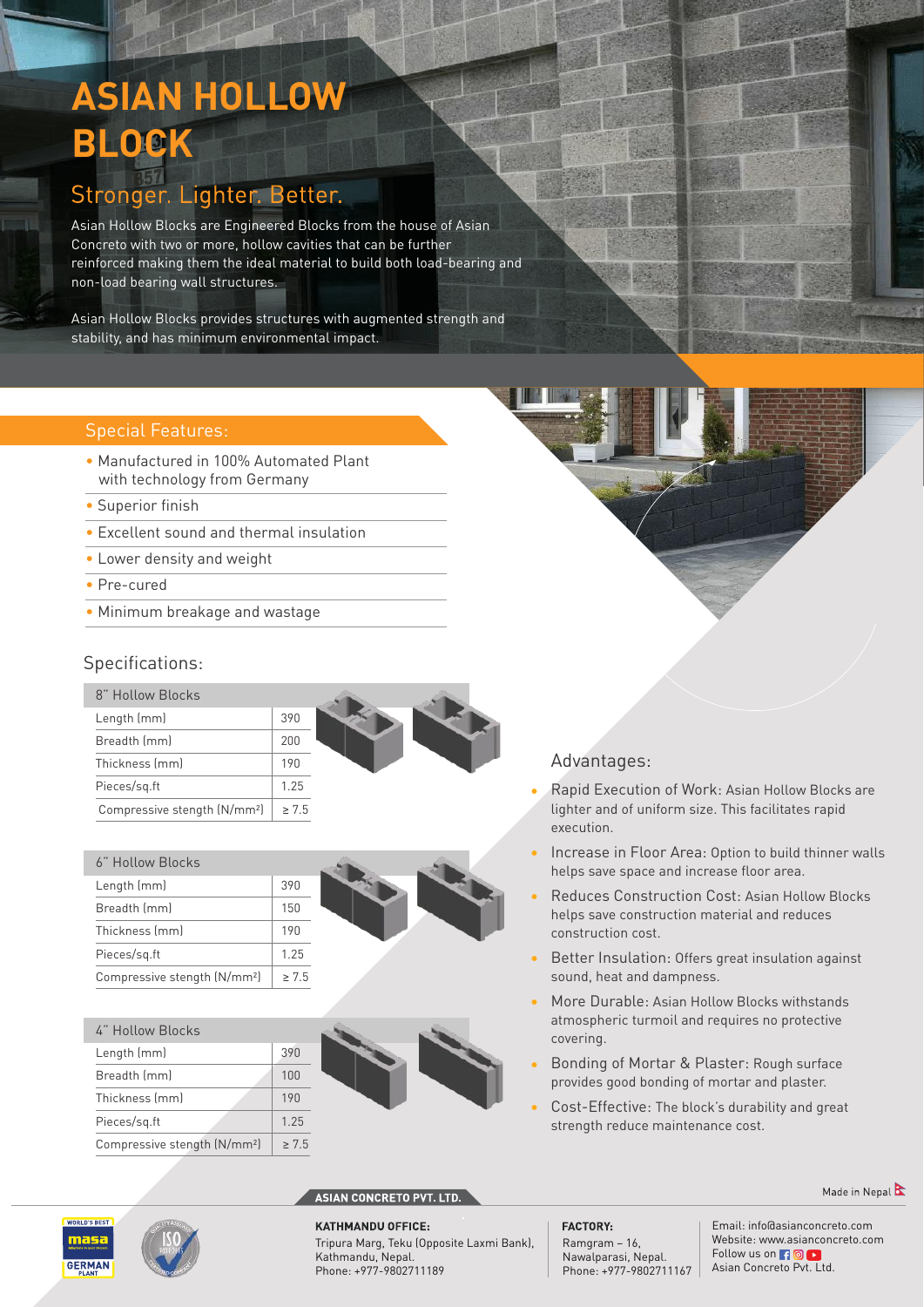# ASIAN HOLLOW BLOCK

## Stronger. Lighter. Better.

Asian Hollow Blocks are Engineered Blocks from the house of Asian Concreto with two or more, hollow cavities that can be further reinforced making them the ideal material to build both load-bearing and non-load bearing wall structures.

Asian Hollow Blocks provides structures with augmented strength and stability, and has minimum environmental impact.

## Special Features:

- Manufactured in 100% Automated Plant with technology from Germany
- Superior finish
- Excellent sound and thermal insulation
- Lower density and weight
- Pre-cured
- Minimum breakage and wastage

## Specifications:

| 8" Hollow Blocks | |
|---|---|
| Length (mm) | 390 |
| Breadth (mm) | 200 |
| Thickness (mm) | 190 |
| Pieces/sq.ft | 1.25 |
| Compressive stength (N/mm²) | ≥ 7.5 |

| 6" Hollow Blocks | |
|---|---|
| Length (mm) | 390 |
| Breadth (mm) | 150 |
| Thickness (mm) | 190 |
| Pieces/sq.ft | 1.25 |
| Compressive stength (N/mm²) | ≥ 7.5 |

| 4" Hollow Blocks | |
|---|---|
| Length (mm) | 390 |
| Breadth (mm) | 100 |
| Thickness (mm) | 190 |
| Pieces/sq.ft | 1.25 |
| Compressive stength (N/mm²) | ≥ 7.5 |

## Advantages:

- Rapid Execution of Work: Asian Hollow Blocks are lighter and of uniform size. This facilitates rapid execution.
- Increase in Floor Area: Option to build thinner walls helps save space and increase floor area.
- Reduces Construction Cost: Asian Hollow Blocks helps save construction material and reduces construction cost.
- Better Insulation: Offers great insulation against sound, heat and dampness.
- More Durable: Asian Hollow Blocks withstands atmospheric turmoil and requires no protective covering.
- Bonding of Mortar & Plaster: Rough surface provides good bonding of mortar and plaster.
- Cost-Effective: The block's durability and great strength reduce maintenance cost.

Made in Nepal

WORLD'S BEST masa GERMAN PLANT

**ASIAN CONCRETO PVT. LTD.**

**KATHMANDU OFFICE:**
Tripura Marg, Teku (Opposite Laxmi Bank), Kathmandu, Nepal.
Phone: +977-9802711189

**FACTORY:**
Ramgram – 16, Nawalparasi, Nepal.
Phone: +977-9802711167

Email: info@asianconcreto.com
Website: www.asianconcreto.com
Follow us on
Asian Concreto Pvt. Ltd.